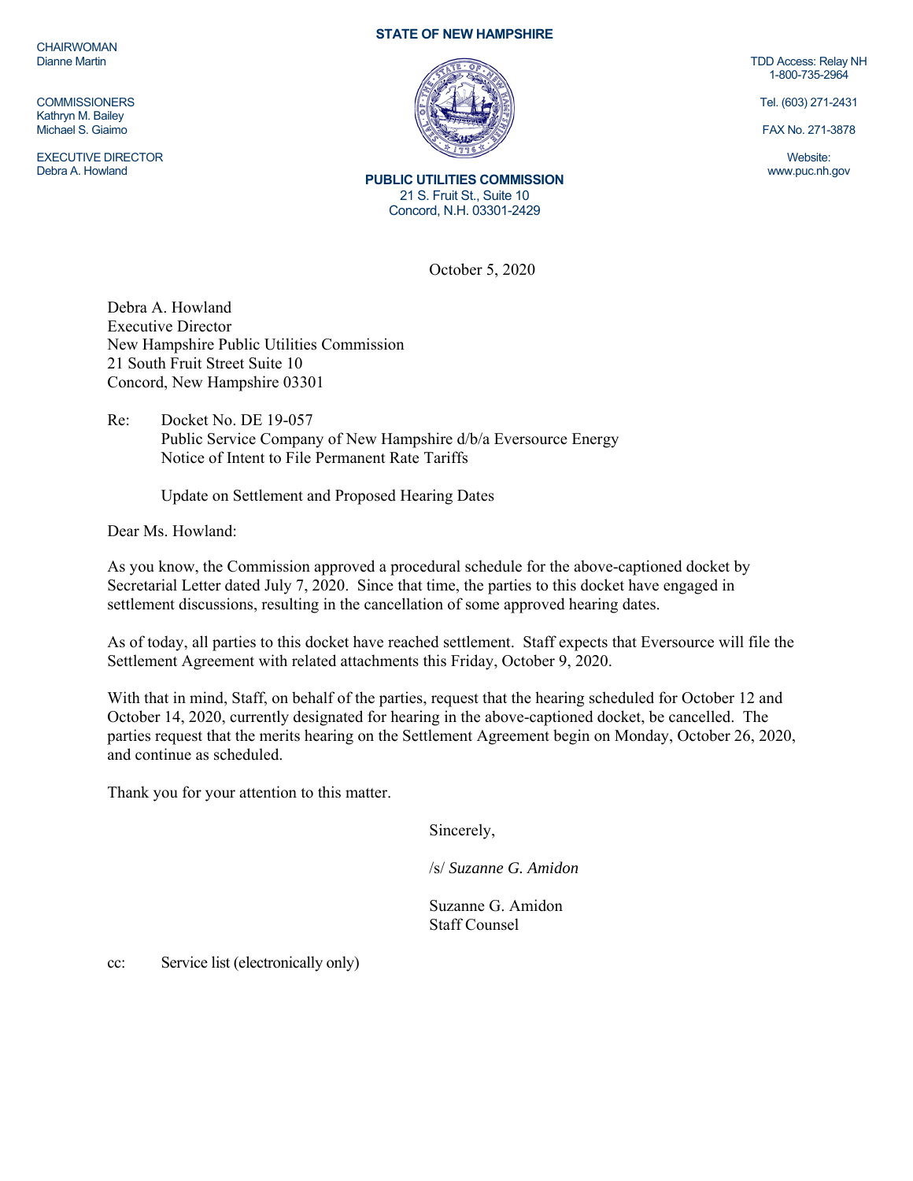CHAIRWOMAN
Dianne Martin

COMMISSIONERS
Kathryn M. Bailey
Michael S. Giaimo

EXECUTIVE DIRECTOR
Debra A. Howland

**STATE OF NEW HAMPSHIRE**

**PUBLIC UTILITIES COMMISSION**
21 S. Fruit St., Suite 10
Concord, N.H. 03301-2429

TDD Access: Relay NH
1-800-735-2964

Tel. (603) 271-2431

FAX No. 271-3878

Website:
www.puc.nh.gov

October 5, 2020

Debra A. Howland
Executive Director
New Hampshire Public Utilities Commission
21 South Fruit Street Suite 10
Concord, New Hampshire 03301

Re: Docket No. DE 19-057
Public Service Company of New Hampshire d/b/a Eversource Energy
Notice of Intent to File Permanent Rate Tariffs

Update on Settlement and Proposed Hearing Dates

Dear Ms. Howland:

As you know, the Commission approved a procedural schedule for the above-captioned docket by Secretarial Letter dated July 7, 2020. Since that time, the parties to this docket have engaged in settlement discussions, resulting in the cancellation of some approved hearing dates.

As of today, all parties to this docket have reached settlement. Staff expects that Eversource will file the Settlement Agreement with related attachments this Friday, October 9, 2020.

With that in mind, Staff, on behalf of the parties, request that the hearing scheduled for October 12 and October 14, 2020, currently designated for hearing in the above-captioned docket, be cancelled. The parties request that the merits hearing on the Settlement Agreement begin on Monday, October 26, 2020, and continue as scheduled.

Thank you for your attention to this matter.

Sincerely,

/s/ *Suzanne G. Amidon*

Suzanne G. Amidon
Staff Counsel

cc: Service list (electronically only)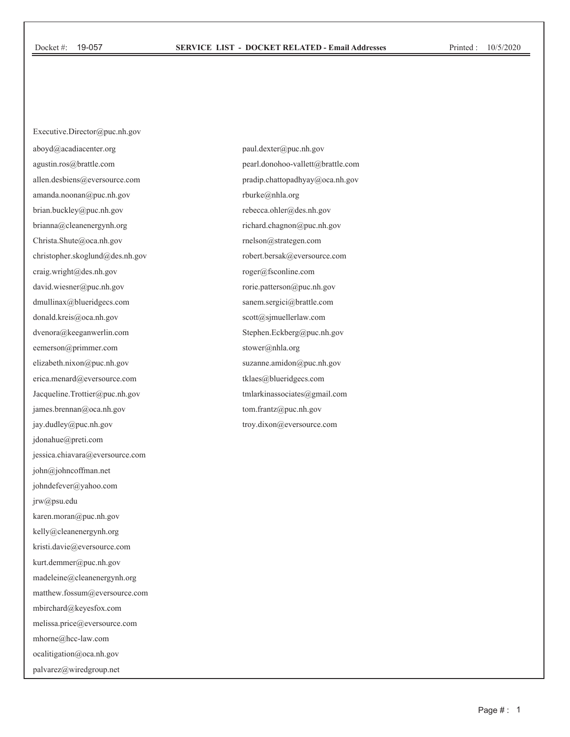Docket #: 19-057 **SERVICE LIST - DOCKET RELATED - Email Addresses** Printed : 10/5/2020

Executive.Director@puc.nh.gov

aboyd@acadiacenter.org

agustin.ros@brattle.com

allen.desbiens@eversource.com

amanda.noonan@puc.nh.gov

brian.buckley@puc.nh.gov

brianna@cleanenergynh.org

Christa.Shute@oca.nh.gov

christopher.skoglund@des.nh.gov

craig.wright@des.nh.gov

david.wiesner@puc.nh.gov

dmullinax@blueridgecs.com

donald.kreis@oca.nh.gov

dvenora@keeganwerlin.com

eemerson@primmer.com

elizabeth.nixon@puc.nh.gov

erica.menard@eversource.com

Jacqueline.Trottier@puc.nh.gov

james.brennan@oca.nh.gov

jay.dudley@puc.nh.gov

jdonahue@preti.com

jessica.chiavara@eversource.com

john@johncoffman.net

johndefever@yahoo.com

jrw@psu.edu

karen.moran@puc.nh.gov

kelly@cleanenergynh.org

kristi.davie@eversource.com

kurt.demmer@puc.nh.gov

madeleine@cleanenergynh.org

matthew.fossum@eversource.com

mbirchard@keyesfox.com

melissa.price@eversource.com

mhorne@hcc-law.com

ocalitigation@oca.nh.gov

palvarez@wiredgroup.net

paul.dexter@puc.nh.gov

pearl.donohoo-vallett@brattle.com

pradip.chattopadhyay@oca.nh.gov

rburke@nhla.org

rebecca.ohler@des.nh.gov

richard.chagnon@puc.nh.gov

rnelson@strategen.com

robert.bersak@eversource.com

roger@fsconline.com

rorie.patterson@puc.nh.gov

sanem.sergici@brattle.com

scott@sjmuellerlaw.com

Stephen.Eckberg@puc.nh.gov

stower@nhla.org

suzanne.amidon@puc.nh.gov

tklaes@blueridgecs.com

tmlarkinassociates@gmail.com

tom.frantz@puc.nh.gov

troy.dixon@eversource.com